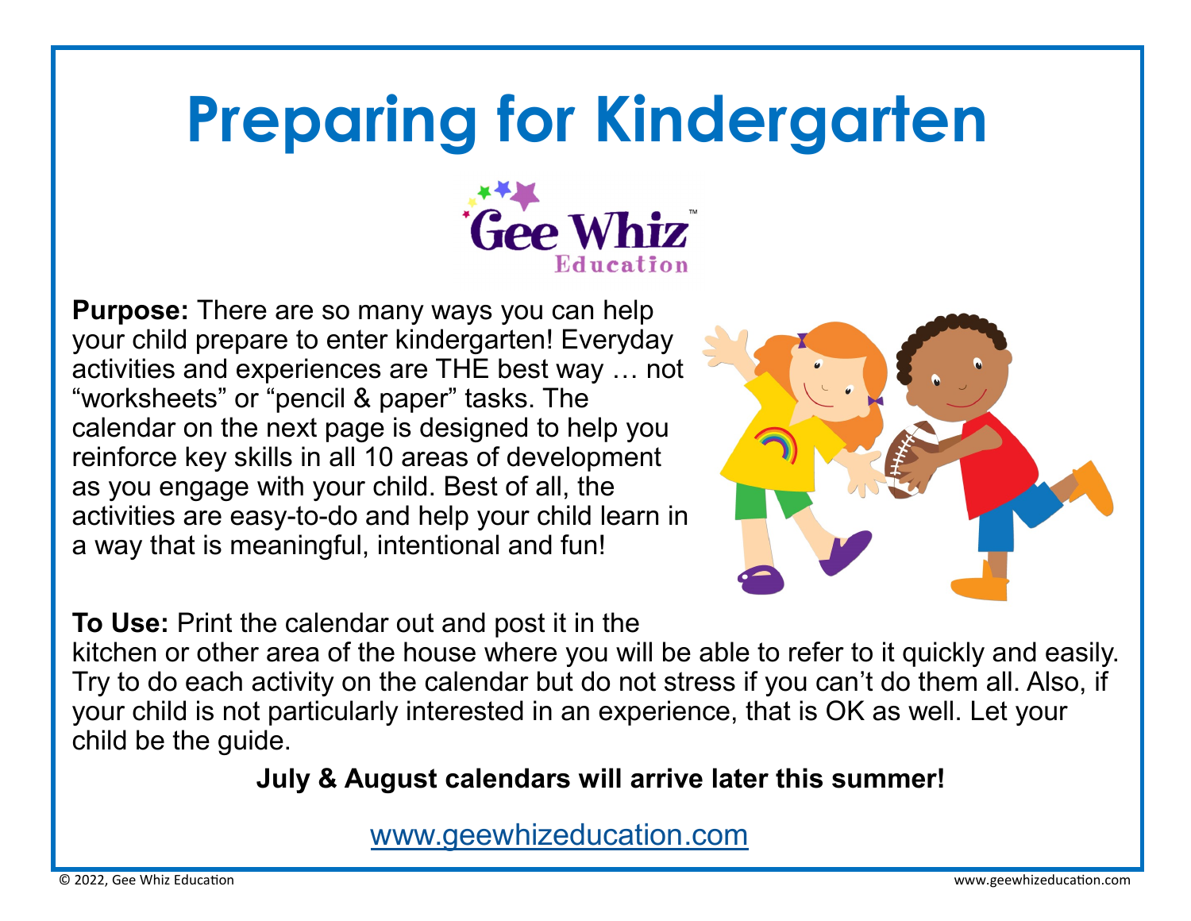# Preparing for Kindergarten

Gee Whiz Education

**Purpose:** There are so many ways you can help your child prepare to enter kindergarten! Everyday activities and experiences are THE best way … not "worksheets" or "pencil & paper" tasks. The calendar on the next page is designed to help you reinforce key skills in all 10 areas of development as you engage with your child. Best of all, the activities are easy-to-do and help your child learn in a way that is meaningful, intentional and fun!

**To Use:** Print the calendar out and post it in the kitchen or other area of the house where you will be able to refer to it quickly and easily. Try to do each activity on the calendar but do not stress if you can't do them all. Also, if your child is not particularly interested in an experience, that is OK as well. Let your child be the guide.

**July & August calendars will arrive later this summer!**

www.geewhizeducation.com

© 2022, Gee Whiz Education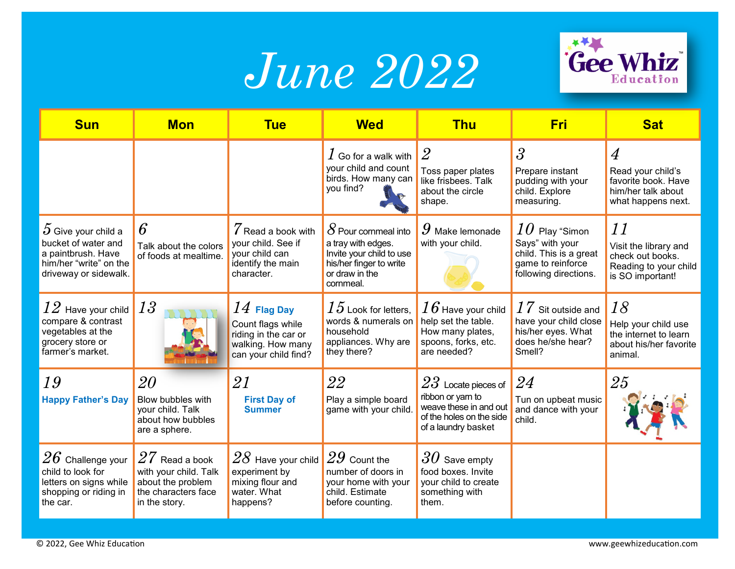# June 2022

Gee Whiz Education

| Sun | Mon | Tue | Wed | Thu | Fri | Sat |
|---|---|---|---|---|---|---|
| | | | 1 Go for a walk with your child and count birds. How many can you find? | 2 Toss paper plates like frisbees. Talk about the circle shape. | 3 Prepare instant pudding with your child. Explore measuring. | 4 Read your child's favorite book. Have him/her talk about what happens next. |
| 5 Give your child a bucket of water and a paintbrush. Have him/her "write" on the driveway or sidewalk. | 6 Talk about the colors of foods at mealtime. | 7 Read a book with your child. See if your child can identify the main character. | 8 Pour cornmeal into a tray with edges. Invite your child to use his/her finger to write or draw in the cornmeal. | 9 Make lemonade with your child. | 10 Play "Simon Says" with your child. This is a great game to reinforce following directions. | 11 Visit the library and check out books. Reading to your child is SO important! |
| 12 Have your child compare & contrast vegetables at the grocery store or farmer's market. | 13 | 14 **Flag Day** Count flags while riding in the car or walking. How many can your child find? | 15 Look for letters, words & numerals on household appliances. Why are they there? | 16 Have your child help set the table. How many plates, spoons, forks, etc. are needed? | 17 Sit outside and have your child close his/her eyes. What does he/she hear? Smell? | 18 Help your child use the internet to learn about his/her favorite animal. |
| 19 **Happy Father's Day** | 20 Blow bubbles with your child. Talk about how bubbles are a sphere. | 21 **First Day of Summer** | 22 Play a simple board game with your child. | 23 Locate pieces of ribbon or yarn to weave these in and out of the holes on the side of a laundry basket | 24 Tun on upbeat music and dance with your child. | 25 |
| 26 Challenge your child to look for letters on signs while shopping or riding in the car. | 27 Read a book with your child. Talk about the problem the characters face in the story. | 28 Have your child experiment by mixing flour and water. What happens? | 29 Count the number of doors in your home with your child. Estimate before counting. | 30 Save empty food boxes. Invite your child to create something with them. | | |

© 2022, Gee Whiz Education

www.geewhizeducation.com